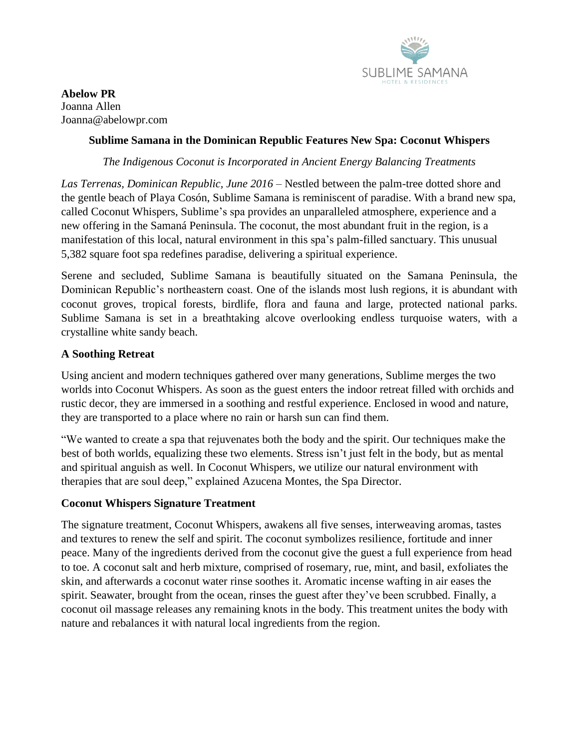SUBLIME SAMANA
HOTEL & RESIDENCES

**Abelow PR**
Joanna Allen
Joanna@abelowpr.com

**Sublime Samana in the Dominican Republic Features New Spa: Coconut Whispers**

*The Indigenous Coconut is Incorporated in Ancient Energy Balancing Treatments*

*Las Terrenas, Dominican Republic, June 2016* – Nestled between the palm-tree dotted shore and the gentle beach of Playa Cosón, Sublime Samana is reminiscent of paradise. With a brand new spa, called Coconut Whispers, Sublime's spa provides an unparalleled atmosphere, experience and a new offering in the Samaná Peninsula. The coconut, the most abundant fruit in the region, is a manifestation of this local, natural environment in this spa's palm-filled sanctuary. This unusual 5,382 square foot spa redefines paradise, delivering a spiritual experience.

Serene and secluded, Sublime Samana is beautifully situated on the Samana Peninsula, the Dominican Republic's northeastern coast. One of the islands most lush regions, it is abundant with coconut groves, tropical forests, birdlife, flora and fauna and large, protected national parks. Sublime Samana is set in a breathtaking alcove overlooking endless turquoise waters, with a crystalline white sandy beach.

## A Soothing Retreat

Using ancient and modern techniques gathered over many generations, Sublime merges the two worlds into Coconut Whispers. As soon as the guest enters the indoor retreat filled with orchids and rustic decor, they are immersed in a soothing and restful experience. Enclosed in wood and nature, they are transported to a place where no rain or harsh sun can find them.

"We wanted to create a spa that rejuvenates both the body and the spirit. Our techniques make the best of both worlds, equalizing these two elements. Stress isn't just felt in the body, but as mental and spiritual anguish as well. In Coconut Whispers, we utilize our natural environment with therapies that are soul deep," explained Azucena Montes, the Spa Director.

## Coconut Whispers Signature Treatment

The signature treatment, Coconut Whispers, awakens all five senses, interweaving aromas, tastes and textures to renew the self and spirit. The coconut symbolizes resilience, fortitude and inner peace. Many of the ingredients derived from the coconut give the guest a full experience from head to toe. A coconut salt and herb mixture, comprised of rosemary, rue, mint, and basil, exfoliates the skin, and afterwards a coconut water rinse soothes it. Aromatic incense wafting in air eases the spirit. Seawater, brought from the ocean, rinses the guest after they've been scrubbed. Finally, a coconut oil massage releases any remaining knots in the body. This treatment unites the body with nature and rebalances it with natural local ingredients from the region.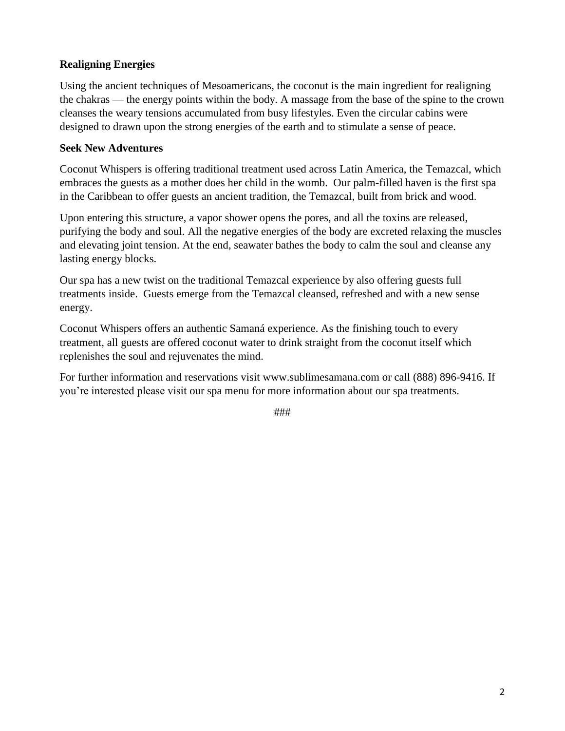**Realigning Energies**

Using the ancient techniques of Mesoamericans, the coconut is the main ingredient for realigning the chakras — the energy points within the body. A massage from the base of the spine to the crown cleanses the weary tensions accumulated from busy lifestyles. Even the circular cabins were designed to drawn upon the strong energies of the earth and to stimulate a sense of peace.

**Seek New Adventures**

Coconut Whispers is offering traditional treatment used across Latin America, the Temazcal, which embraces the guests as a mother does her child in the womb. Our palm-filled haven is the first spa in the Caribbean to offer guests an ancient tradition, the Temazcal, built from brick and wood.

Upon entering this structure, a vapor shower opens the pores, and all the toxins are released, purifying the body and soul. All the negative energies of the body are excreted relaxing the muscles and elevating joint tension. At the end, seawater bathes the body to calm the soul and cleanse any lasting energy blocks.

Our spa has a new twist on the traditional Temazcal experience by also offering guests full treatments inside. Guests emerge from the Temazcal cleansed, refreshed and with a new sense energy.

Coconut Whispers offers an authentic Samaná experience. As the finishing touch to every treatment, all guests are offered coconut water to drink straight from the coconut itself which replenishes the soul and rejuvenates the mind.

For further information and reservations visit www.sublimesamana.com or call (888) 896-9416. If you're interested please visit our spa menu for more information about our spa treatments.

###